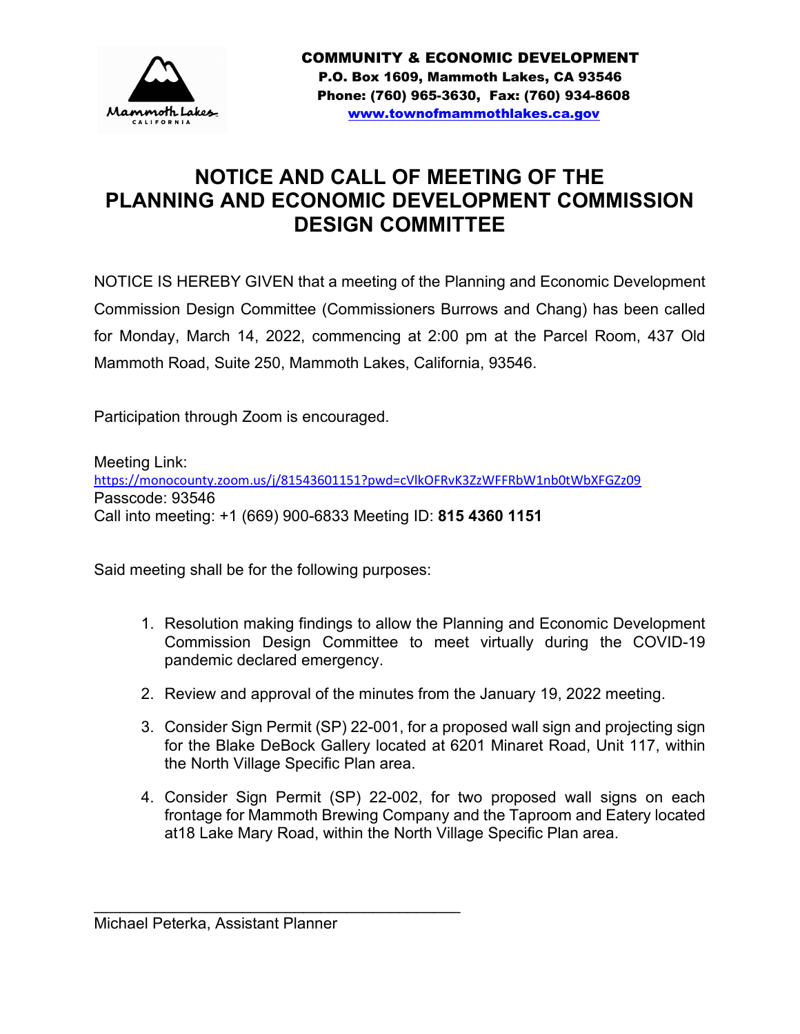**COMMUNITY & ECONOMIC DEVELOPMENT**
**P.O. Box 1609, Mammoth Lakes, CA 93546**
**Phone: (760) 965-3630, Fax: (760) 934-8608**
**www.townofmammothlakes.ca.gov**

# NOTICE AND CALL OF MEETING OF THE PLANNING AND ECONOMIC DEVELOPMENT COMMISSION DESIGN COMMITTEE

NOTICE IS HEREBY GIVEN that a meeting of the Planning and Economic Development Commission Design Committee (Commissioners Burrows and Chang) has been called for Monday, March 14, 2022, commencing at 2:00 pm at the Parcel Room, 437 Old Mammoth Road, Suite 250, Mammoth Lakes, California, 93546.

Participation through Zoom is encouraged.

Meeting Link:
https://monocounty.zoom.us/j/81543601151?pwd=cVlkOFRvK3ZzWFFRbW1nb0tWbXFGZz09
Passcode: 93546
Call into meeting: +1 (669) 900-6833 Meeting ID: **815 4360 1151**

Said meeting shall be for the following purposes:

1. Resolution making findings to allow the Planning and Economic Development Commission Design Committee to meet virtually during the COVID-19 pandemic declared emergency.
2. Review and approval of the minutes from the January 19, 2022 meeting.
3. Consider Sign Permit (SP) 22-001, for a proposed wall sign and projecting sign for the Blake DeBock Gallery located at 6201 Minaret Road, Unit 117, within the North Village Specific Plan area.
4. Consider Sign Permit (SP) 22-002, for two proposed wall signs on each frontage for Mammoth Brewing Company and the Taproom and Eatery located at18 Lake Mary Road, within the North Village Specific Plan area.

\_\_\_\_\_\_\_\_\_\_\_\_\_\_\_\_\_\_\_\_\_\_\_\_\_\_\_\_\_\_\_\_\_\_\_\_\_\_\_\_\_\_\_\_
Michael Peterka, Assistant Planner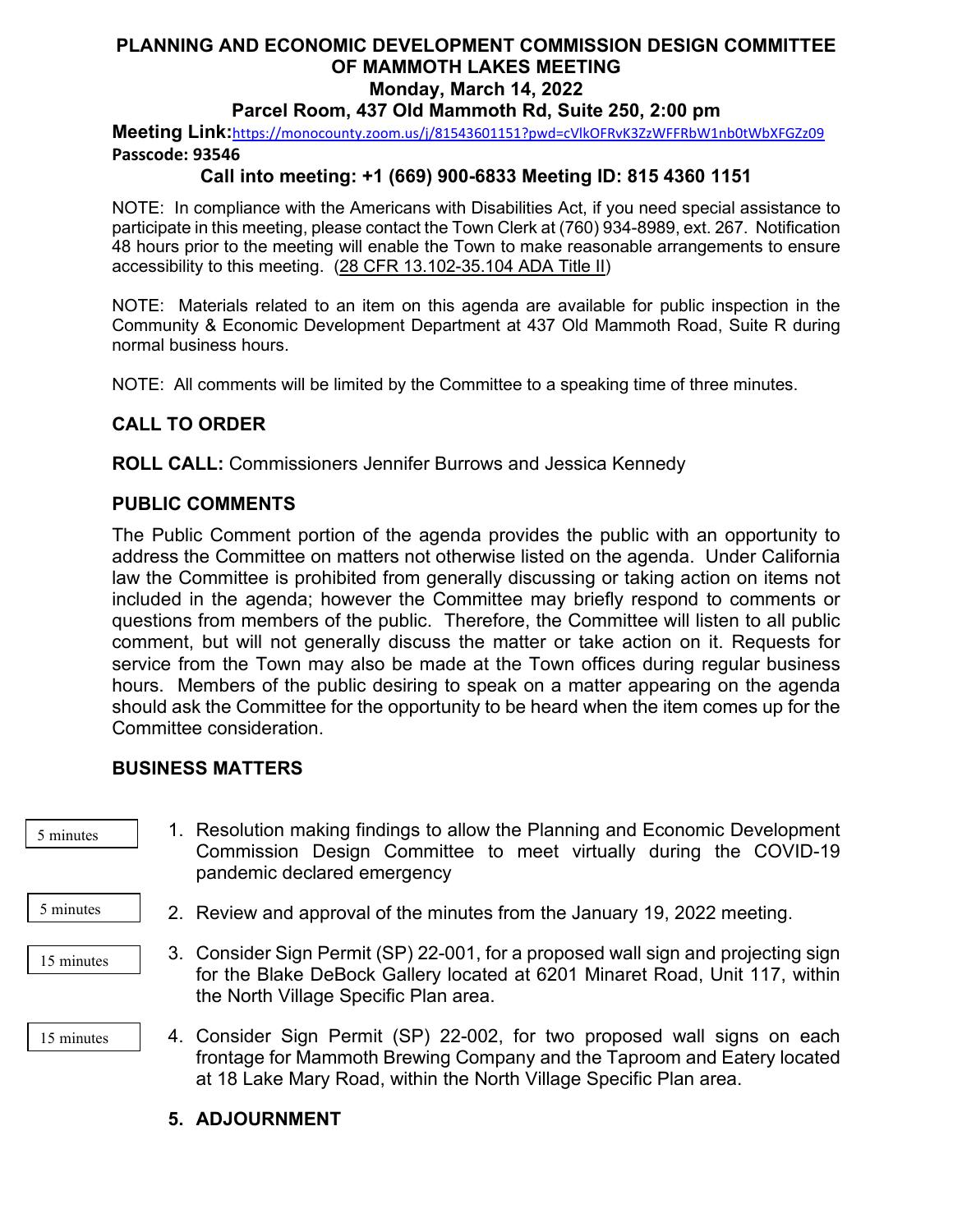# PLANNING AND ECONOMIC DEVELOPMENT COMMISSION DESIGN COMMITTEE OF MAMMOTH LAKES MEETING

## Monday, March 14, 2022

## Parcel Room, 437 Old Mammoth Rd, Suite 250, 2:00 pm

**Meeting Link:** https://monocounty.zoom.us/j/81543601151?pwd=cVlkOFRvK3ZzWFFRbW1nb0tWbXFGZz09

**Passcode: 93546**

**Call into meeting: +1 (669) 900-6833 Meeting ID: 815 4360 1151**

NOTE: In compliance with the Americans with Disabilities Act, if you need special assistance to participate in this meeting, please contact the Town Clerk at (760) 934-8989, ext. 267. Notification 48 hours prior to the meeting will enable the Town to make reasonable arrangements to ensure accessibility to this meeting. (28 CFR 13.102-35.104 ADA Title II)

NOTE: Materials related to an item on this agenda are available for public inspection in the Community & Economic Development Department at 437 Old Mammoth Road, Suite R during normal business hours.

NOTE: All comments will be limited by the Committee to a speaking time of three minutes.

**CALL TO ORDER**

**ROLL CALL:** Commissioners Jennifer Burrows and Jessica Kennedy

**PUBLIC COMMENTS**

The Public Comment portion of the agenda provides the public with an opportunity to address the Committee on matters not otherwise listed on the agenda. Under California law the Committee is prohibited from generally discussing or taking action on items not included in the agenda; however the Committee may briefly respond to comments or questions from members of the public. Therefore, the Committee will listen to all public comment, but will not generally discuss the matter or take action on it. Requests for service from the Town may also be made at the Town offices during regular business hours. Members of the public desiring to speak on a matter appearing on the agenda should ask the Committee for the opportunity to be heard when the item comes up for the Committee consideration.

**BUSINESS MATTERS**

5 minutes

1. Resolution making findings to allow the Planning and Economic Development Commission Design Committee to meet virtually during the COVID-19 pandemic declared emergency

5 minutes

2. Review and approval of the minutes from the January 19, 2022 meeting.

15 minutes

3. Consider Sign Permit (SP) 22-001, for a proposed wall sign and projecting sign for the Blake DeBock Gallery located at 6201 Minaret Road, Unit 117, within the North Village Specific Plan area.

15 minutes

4. Consider Sign Permit (SP) 22-002, for two proposed wall signs on each frontage for Mammoth Brewing Company and the Taproom and Eatery located at 18 Lake Mary Road, within the North Village Specific Plan area.

5. **ADJOURNMENT**